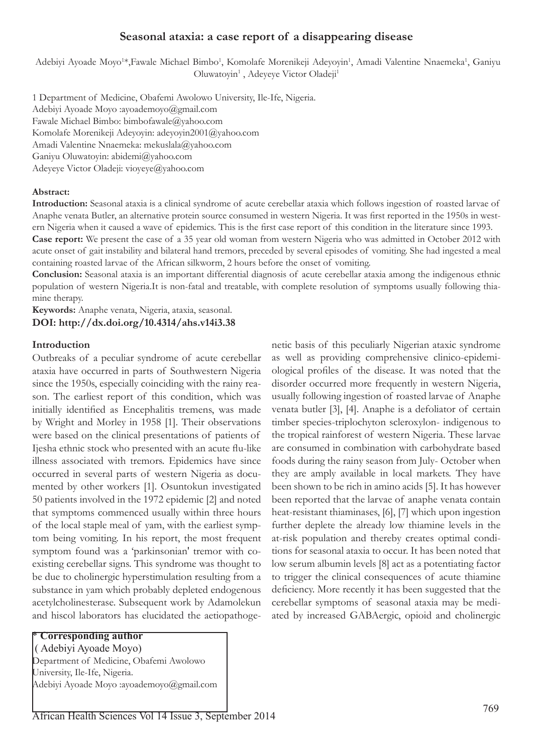# Seasonal ataxia: a case report of a disappearing disease

Adebiyi Ayoade Moyo[1]*, Fawale Michael Bimbo[1], Komolafe Morenikeji Adeyoyin[1], Amadi Valentine Nnaemeka[1], Ganiyu Oluwatoyin[1], Adeyeye Victor Oladeji[1]

1 Department of Medicine, Obafemi Awolowo University, Ile-Ife, Nigeria.
Adebiyi Ayoade Moyo :ayoademoyo@gmail.com
Fawale Michael Bimbo: bimbofawale@yahoo.com
Komolafe Morenikeji Adeyoyin: adeyoyin2001@yahoo.com
Amadi Valentine Nnaemeka: mekuslala@yahoo.com
Ganiyu Oluwatoyin: abidemi@yahoo.com
Adeyeye Victor Oladeji: vioyeye@yahoo.com

**Abstract:**

**Introduction:** Seasonal ataxia is a clinical syndrome of acute cerebellar ataxia which follows ingestion of roasted larvae of Anaphe venata Butler, an alternative protein source consumed in western Nigeria. It was first reported in the 1950s in western Nigeria when it caused a wave of epidemics. This is the first case report of this condition in the literature since 1993.

**Case report:** We present the case of a 35 year old woman from western Nigeria who was admitted in October 2012 with acute onset of gait instability and bilateral hand tremors, preceded by several episodes of vomiting. She had ingested a meal containing roasted larvae of the African silkworm, 2 hours before the onset of vomiting.

**Conclusion:** Seasonal ataxia is an important differential diagnosis of acute cerebellar ataxia among the indigenous ethnic population of western Nigeria.It is non-fatal and treatable, with complete resolution of symptoms usually following thiamine therapy.

**Keywords:** Anaphe venata, Nigeria, ataxia, seasonal.

**DOI: http://dx.doi.org/10.4314/ahs.v14i3.38**

## Introduction

Outbreaks of a peculiar syndrome of acute cerebellar ataxia have occurred in parts of Southwestern Nigeria since the 1950s, especially coinciding with the rainy reason. The earliest report of this condition, which was initially identified as Encephalitis tremens, was made by Wright and Morley in 1958 [1]. Their observations were based on the clinical presentations of patients of Ijesha ethnic stock who presented with an acute flu-like illness associated with tremors. Epidemics have since occurred in several parts of western Nigeria as documented by other workers [1]. Osuntokun investigated 50 patients involved in the 1972 epidemic [2] and noted that symptoms commenced usually within three hours of the local staple meal of yam, with the earliest symptom being vomiting. In his report, the most frequent symptom found was a 'parkinsonian' tremor with co-existing cerebellar signs. This syndrome was thought to be due to cholinergic hyperstimulation resulting from a substance in yam which probably depleted endogenous acetylcholinesterase. Subsequent work by Adamolekun and hiscol laborators has elucidated the aetiopathogenetic basis of this peculiarly Nigerian ataxic syndrome as well as providing comprehensive clinico-epidemiological profiles of the disease. It was noted that the disorder occurred more frequently in western Nigeria, usually following ingestion of roasted larvae of Anaphe venata butler [3], [4]. Anaphe is a defoliator of certain timber species-triplochyton scleroxylon- indigenous to the tropical rainforest of western Nigeria. These larvae are consumed in combination with carbohydrate based foods during the rainy season from July- October when they are amply available in local markets. They have been shown to be rich in amino acids [5]. It has however been reported that the larvae of anaphe venata contain heat-resistant thiaminases, [6], [7] which upon ingestion further deplete the already low thiamine levels in the at-risk population and thereby creates optimal conditions for seasonal ataxia to occur. It has been noted that low serum albumin levels [8] act as a potentiating factor to trigger the clinical consequences of acute thiamine deficiency. More recently it has been suggested that the cerebellar symptoms of seasonal ataxia may be mediated by increased GABAergic, opioid and cholinergic

**\* Corresponding author**
( Adebiyi Ayoade Moyo)
Department of Medicine, Obafemi Awolowo University, Ile-Ife, Nigeria.
Adebiyi Ayoade Moyo :ayoademoyo@gmail.com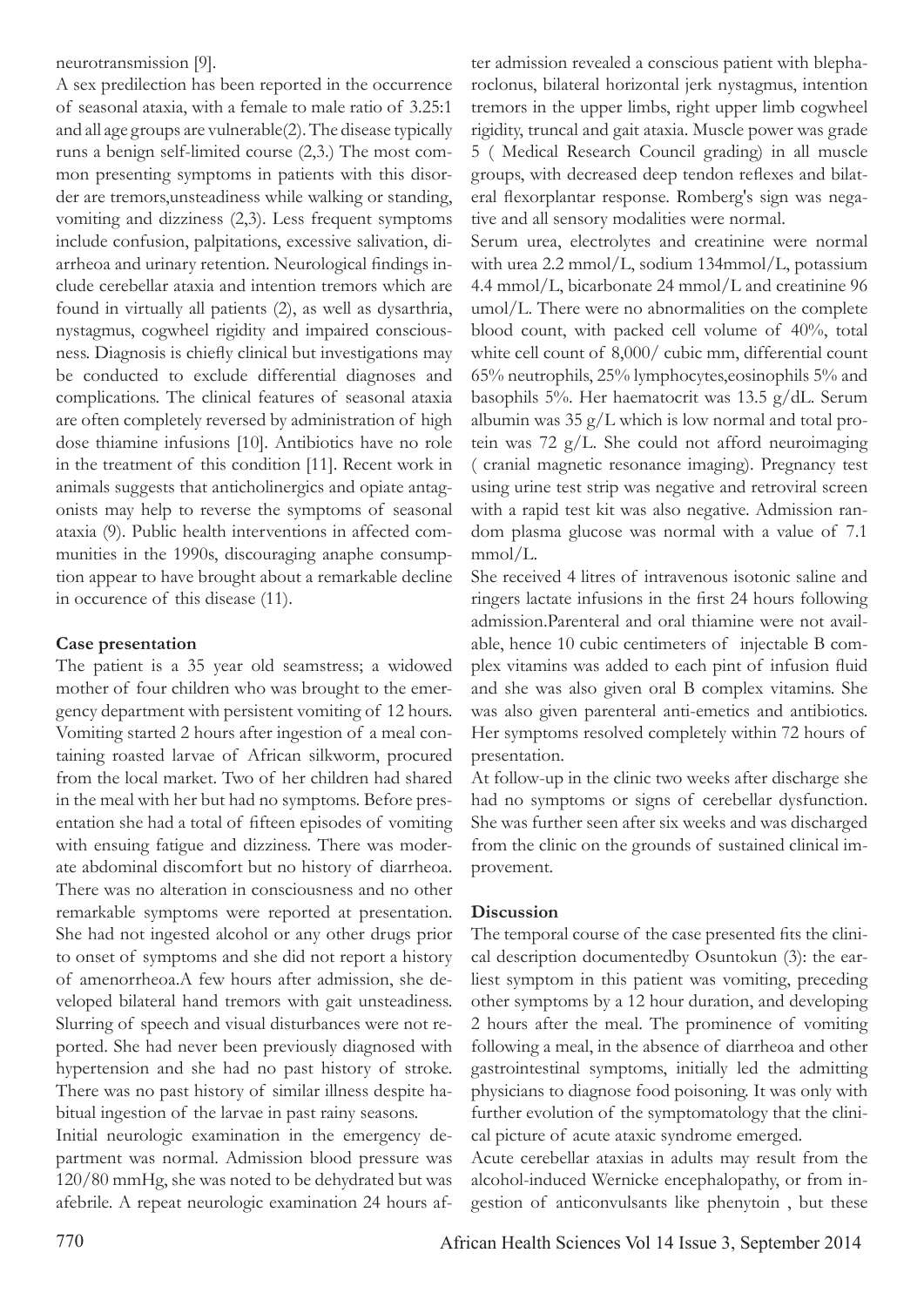neurotransmission [9].

A sex predilection has been reported in the occurrence of seasonal ataxia, with a female to male ratio of 3.25:1 and all age groups are vulnerable(2). The disease typically runs a benign self-limited course (2,3.) The most common presenting symptoms in patients with this disorder are tremors,unsteadiness while walking or standing, vomiting and dizziness (2,3). Less frequent symptoms include confusion, palpitations, excessive salivation, diarrheoa and urinary retention. Neurological findings include cerebellar ataxia and intention tremors which are found in virtually all patients (2), as well as dysarthria, nystagmus, cogwheel rigidity and impaired consciousness. Diagnosis is chiefly clinical but investigations may be conducted to exclude differential diagnoses and complications. The clinical features of seasonal ataxia are often completely reversed by administration of high dose thiamine infusions [10]. Antibiotics have no role in the treatment of this condition [11]. Recent work in animals suggests that anticholinergics and opiate antagonists may help to reverse the symptoms of seasonal ataxia (9). Public health interventions in affected communities in the 1990s, discouraging anaphe consumption appear to have brought about a remarkable decline in occurence of this disease (11).

## Case presentation

The patient is a 35 year old seamstress; a widowed mother of four children who was brought to the emergency department with persistent vomiting of 12 hours. Vomiting started 2 hours after ingestion of a meal containing roasted larvae of African silkworm, procured from the local market. Two of her children had shared in the meal with her but had no symptoms. Before presentation she had a total of fifteen episodes of vomiting with ensuing fatigue and dizziness. There was moderate abdominal discomfort but no history of diarrheoa. There was no alteration in consciousness and no other remarkable symptoms were reported at presentation. She had not ingested alcohol or any other drugs prior to onset of symptoms and she did not report a history of amenorrheoa.A few hours after admission, she developed bilateral hand tremors with gait unsteadiness. Slurring of speech and visual disturbances were not reported. She had never been previously diagnosed with hypertension and she had no past history of stroke. There was no past history of similar illness despite habitual ingestion of the larvae in past rainy seasons.

Initial neurologic examination in the emergency department was normal. Admission blood pressure was 120/80 mmHg, she was noted to be dehydrated but was afebrile. A repeat neurologic examination 24 hours after admission revealed a conscious patient with blepharoclonus, bilateral horizontal jerk nystagmus, intention tremors in the upper limbs, right upper limb cogwheel rigidity, truncal and gait ataxia. Muscle power was grade 5 ( Medical Research Council grading) in all muscle groups, with decreased deep tendon reflexes and bilateral flexorplantar response. Romberg's sign was negative and all sensory modalities were normal.

Serum urea, electrolytes and creatinine were normal with urea 2.2 mmol/L, sodium 134mmol/L, potassium 4.4 mmol/L, bicarbonate 24 mmol/L and creatinine 96 umol/L. There were no abnormalities on the complete blood count, with packed cell volume of 40%, total white cell count of 8,000/ cubic mm, differential count 65% neutrophils, 25% lymphocytes,eosinophils 5% and basophils 5%. Her haematocrit was 13.5 g/dL. Serum albumin was 35 g/L which is low normal and total protein was 72 g/L. She could not afford neuroimaging ( cranial magnetic resonance imaging). Pregnancy test using urine test strip was negative and retroviral screen with a rapid test kit was also negative. Admission random plasma glucose was normal with a value of 7.1 mmol/L.

She received 4 litres of intravenous isotonic saline and ringers lactate infusions in the first 24 hours following admission.Parenteral and oral thiamine were not available, hence 10 cubic centimeters of injectable B complex vitamins was added to each pint of infusion fluid and she was also given oral B complex vitamins. She was also given parenteral anti-emetics and antibiotics. Her symptoms resolved completely within 72 hours of presentation.

At follow-up in the clinic two weeks after discharge she had no symptoms or signs of cerebellar dysfunction. She was further seen after six weeks and was discharged from the clinic on the grounds of sustained clinical improvement.

## Discussion

The temporal course of the case presented fits the clinical description documentedby Osuntokun (3): the earliest symptom in this patient was vomiting, preceding other symptoms by a 12 hour duration, and developing 2 hours after the meal. The prominence of vomiting following a meal, in the absence of diarrheoa and other gastrointestinal symptoms, initially led the admitting physicians to diagnose food poisoning. It was only with further evolution of the symptomatology that the clinical picture of acute ataxic syndrome emerged.

Acute cerebellar ataxias in adults may result from the alcohol-induced Wernicke encephalopathy, or from ingestion of anticonvulsants like phenytoin , but these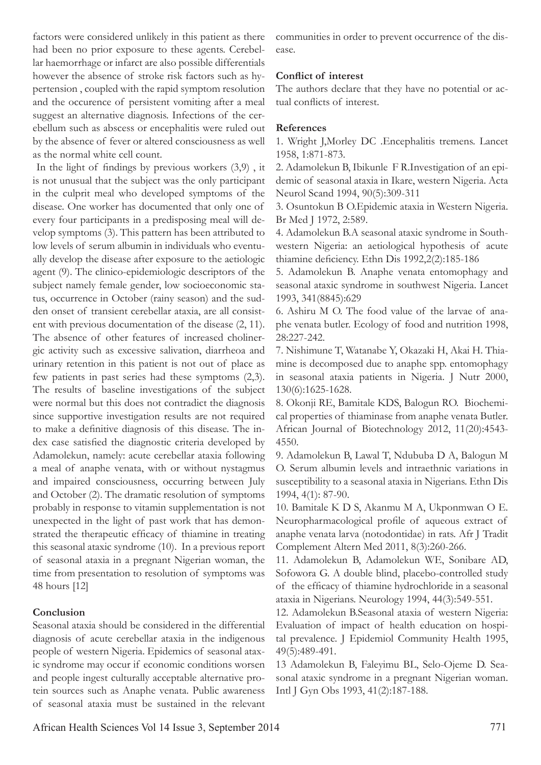factors were considered unlikely in this patient as there had been no prior exposure to these agents. Cerebellar haemorrhage or infarct are also possible differentials however the absence of stroke risk factors such as hypertension , coupled with the rapid symptom resolution and the occurence of persistent vomiting after a meal suggest an alternative diagnosis. Infections of the cerebellum such as abscess or encephalitis were ruled out by the absence of fever or altered consciousness as well as the normal white cell count.

In the light of findings by previous workers (3,9) , it is not unusual that the subject was the only participant in the culprit meal who developed symptoms of the disease. One worker has documented that only one of every four participants in a predisposing meal will develop symptoms (3). This pattern has been attributed to low levels of serum albumin in individuals who eventually develop the disease after exposure to the aetiologic agent (9). The clinico-epidemiologic descriptors of the subject namely female gender, low socioeconomic status, occurrence in October (rainy season) and the sudden onset of transient cerebellar ataxia, are all consistent with previous documentation of the disease (2, 11). The absence of other features of increased cholinergic activity such as excessive salivation, diarrheoa and urinary retention in this patient is not out of place as few patients in past series had these symptoms (2,3). The results of baseline investigations of the subject were normal but this does not contradict the diagnosis since supportive investigation results are not required to make a definitive diagnosis of this disease. The index case satisfied the diagnostic criteria developed by Adamolekun, namely: acute cerebellar ataxia following a meal of anaphe venata, with or without nystagmus and impaired consciousness, occurring between July and October (2). The dramatic resolution of symptoms probably in response to vitamin supplementation is not unexpected in the light of past work that has demonstrated the therapeutic efficacy of thiamine in treating this seasonal ataxic syndrome (10). In a previous report of seasonal ataxia in a pregnant Nigerian woman, the time from presentation to resolution of symptoms was 48 hours [12]

## Conclusion

Seasonal ataxia should be considered in the differential diagnosis of acute cerebellar ataxia in the indigenous people of western Nigeria. Epidemics of seasonal ataxic syndrome may occur if economic conditions worsen and people ingest culturally acceptable alternative protein sources such as Anaphe venata. Public awareness of seasonal ataxia must be sustained in the relevant communities in order to prevent occurrence of the disease.

## Conflict of interest

The authors declare that they have no potential or actual conflicts of interest.

## References

1. Wright J,Morley DC .Encephalitis tremens. Lancet 1958, 1:871-873.
2. Adamolekun B, Ibikunle F R.Investigation of an epidemic of seasonal ataxia in Ikare, western Nigeria. Acta Neurol Scand 1994, 90(5):309-311
3. Osuntokun B O.Epidemic ataxia in Western Nigeria. Br Med J 1972, 2:589.
4. Adamolekun B.A seasonal ataxic syndrome in Southwestern Nigeria: an aetiological hypothesis of acute thiamine deficiency. Ethn Dis 1992,2(2):185-186
5. Adamolekun B. Anaphe venata entomophagy and seasonal ataxic syndrome in southwest Nigeria. Lancet 1993, 341(8845):629
6. Ashiru M O. The food value of the larvae of anaphe venata butler. Ecology of food and nutrition 1998, 28:227-242.
7. Nishimune T, Watanabe Y, Okazaki H, Akai H. Thiamine is decomposed due to anaphe spp. entomophagy in seasonal ataxia patients in Nigeria. J Nutr 2000, 130(6):1625-1628.
8. Okonji RE, Bamitale KDS, Balogun RO. Biochemical properties of thiaminase from anaphe venata Butler. African Journal of Biotechnology 2012, 11(20):4543-4550.
9. Adamolekun B, Lawal T, Ndububa D A, Balogun M O. Serum albumin levels and intraethnic variations in susceptibility to a seasonal ataxia in Nigerians. Ethn Dis 1994, 4(1): 87-90.
10. Bamitale K D S, Akanmu M A, Ukponmwan O E. Neuropharmacological profile of aqueous extract of anaphe venata larva (notodontidae) in rats. Afr J Tradit Complement Altern Med 2011, 8(3):260-266.
11. Adamolekun B, Adamolekun WE, Sonibare AD, Sofowora G. A double blind, placebo-controlled study of the efficacy of thiamine hydrochloride in a seasonal ataxia in Nigerians. Neurology 1994, 44(3):549-551.
12. Adamolekun B.Seasonal ataxia of western Nigeria: Evaluation of impact of health education on hospital prevalence. J Epidemiol Community Health 1995, 49(5):489-491.
13 Adamolekun B, Faleyimu BL, Selo-Ojeme D. Seasonal ataxic syndrome in a pregnant Nigerian woman. Intl J Gyn Obs 1993, 41(2):187-188.